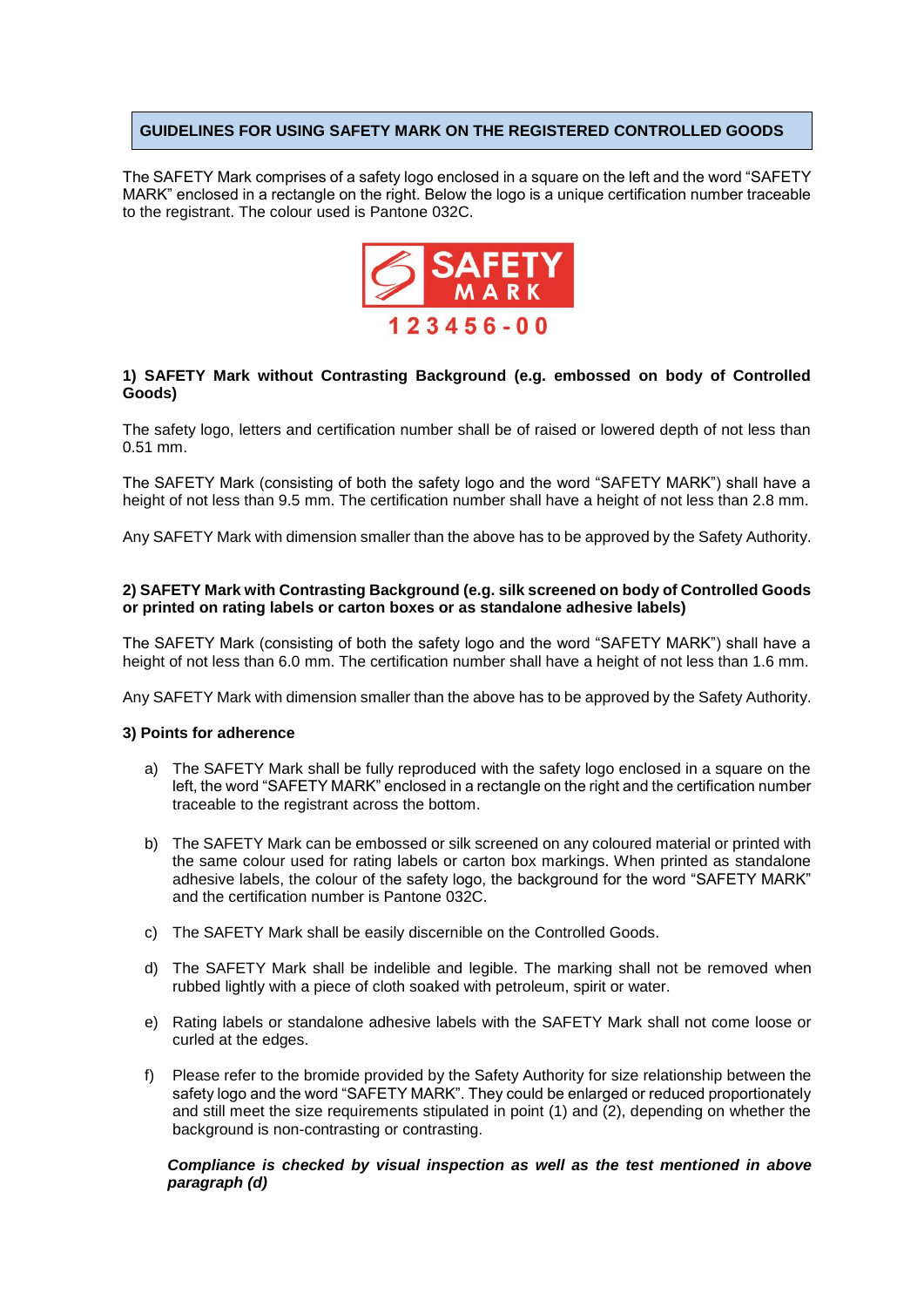# GUIDELINES FOR USING SAFETY MARK ON THE REGISTERED CONTROLLED GOODS

The SAFETY Mark comprises of a safety logo enclosed in a square on the left and the word "SAFETY MARK" enclosed in a rectangle on the right. Below the logo is a unique certification number traceable to the registrant. The colour used is Pantone 032C.

SAFETY MARK
123456-00

**1) SAFETY Mark without Contrasting Background (e.g. embossed on body of Controlled Goods)**

The safety logo, letters and certification number shall be of raised or lowered depth of not less than 0.51 mm.

The SAFETY Mark (consisting of both the safety logo and the word "SAFETY MARK") shall have a height of not less than 9.5 mm. The certification number shall have a height of not less than 2.8 mm.

Any SAFETY Mark with dimension smaller than the above has to be approved by the Safety Authority.

**2) SAFETY Mark with Contrasting Background (e.g. silk screened on body of Controlled Goods or printed on rating labels or carton boxes or as standalone adhesive labels)**

The SAFETY Mark (consisting of both the safety logo and the word "SAFETY MARK") shall have a height of not less than 6.0 mm. The certification number shall have a height of not less than 1.6 mm.

Any SAFETY Mark with dimension smaller than the above has to be approved by the Safety Authority.

**3) Points for adherence**

a) The SAFETY Mark shall be fully reproduced with the safety logo enclosed in a square on the left, the word "SAFETY MARK" enclosed in a rectangle on the right and the certification number traceable to the registrant across the bottom.

b) The SAFETY Mark can be embossed or silk screened on any coloured material or printed with the same colour used for rating labels or carton box markings. When printed as standalone adhesive labels, the colour of the safety logo, the background for the word "SAFETY MARK" and the certification number is Pantone 032C.

c) The SAFETY Mark shall be easily discernible on the Controlled Goods.

d) The SAFETY Mark shall be indelible and legible. The marking shall not be removed when rubbed lightly with a piece of cloth soaked with petroleum, spirit or water.

e) Rating labels or standalone adhesive labels with the SAFETY Mark shall not come loose or curled at the edges.

f) Please refer to the bromide provided by the Safety Authority for size relationship between the safety logo and the word "SAFETY MARK". They could be enlarged or reduced proportionately and still meet the size requirements stipulated in point (1) and (2), depending on whether the background is non-contrasting or contrasting.

***Compliance is checked by visual inspection as well as the test mentioned in above paragraph (d)***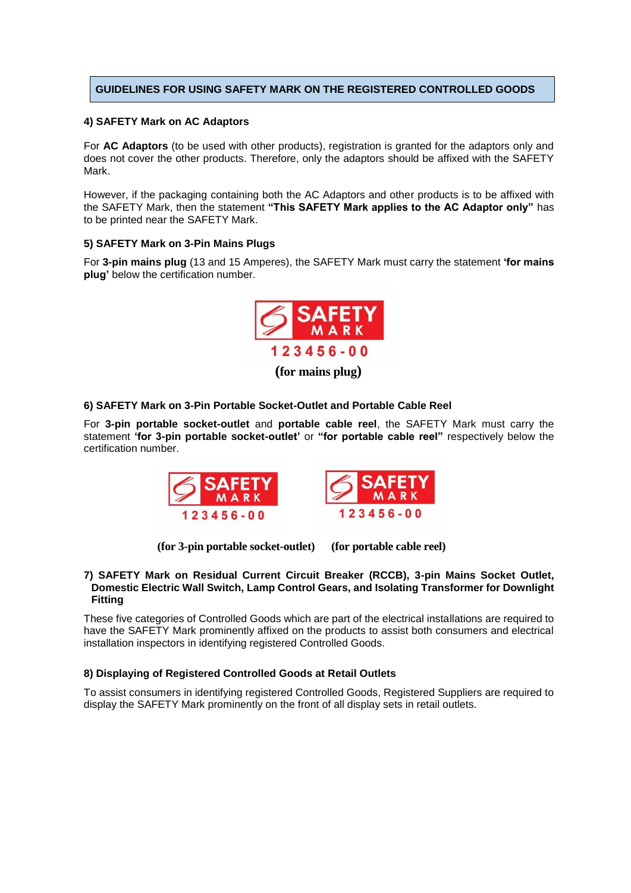**GUIDELINES FOR USING SAFETY MARK ON THE REGISTERED CONTROLLED GOODS**

### 4) SAFETY Mark on AC Adaptors

For **AC Adaptors** (to be used with other products), registration is granted for the adaptors only and does not cover the other products. Therefore, only the adaptors should be affixed with the SAFETY Mark.

However, if the packaging containing both the AC Adaptors and other products is to be affixed with the SAFETY Mark, then the statement **"This SAFETY Mark applies to the AC Adaptor only"** has to be printed near the SAFETY Mark.

### 5) SAFETY Mark on 3-Pin Mains Plugs

For **3-pin mains plug** (13 and 15 Amperes), the SAFETY Mark must carry the statement **'for mains plug'** below the certification number.

SAFETY MARK
123456-00
**(for mains plug)**

### 6) SAFETY Mark on 3-Pin Portable Socket-Outlet and Portable Cable Reel

For **3-pin portable socket-outlet** and **portable cable reel**, the SAFETY Mark must carry the statement **'for 3-pin portable socket-outlet'** or **"for portable cable reel"** respectively below the certification number.

SAFETY MARK
123456-00
**(for 3-pin portable socket-outlet)**

SAFETY MARK
123456-00
**(for portable cable reel)**

### 7) SAFETY Mark on Residual Current Circuit Breaker (RCCB), 3-pin Mains Socket Outlet, Domestic Electric Wall Switch, Lamp Control Gears, and Isolating Transformer for Downlight Fitting

These five categories of Controlled Goods which are part of the electrical installations are required to have the SAFETY Mark prominently affixed on the products to assist both consumers and electrical installation inspectors in identifying registered Controlled Goods.

### 8) Displaying of Registered Controlled Goods at Retail Outlets

To assist consumers in identifying registered Controlled Goods, Registered Suppliers are required to display the SAFETY Mark prominently on the front of all display sets in retail outlets.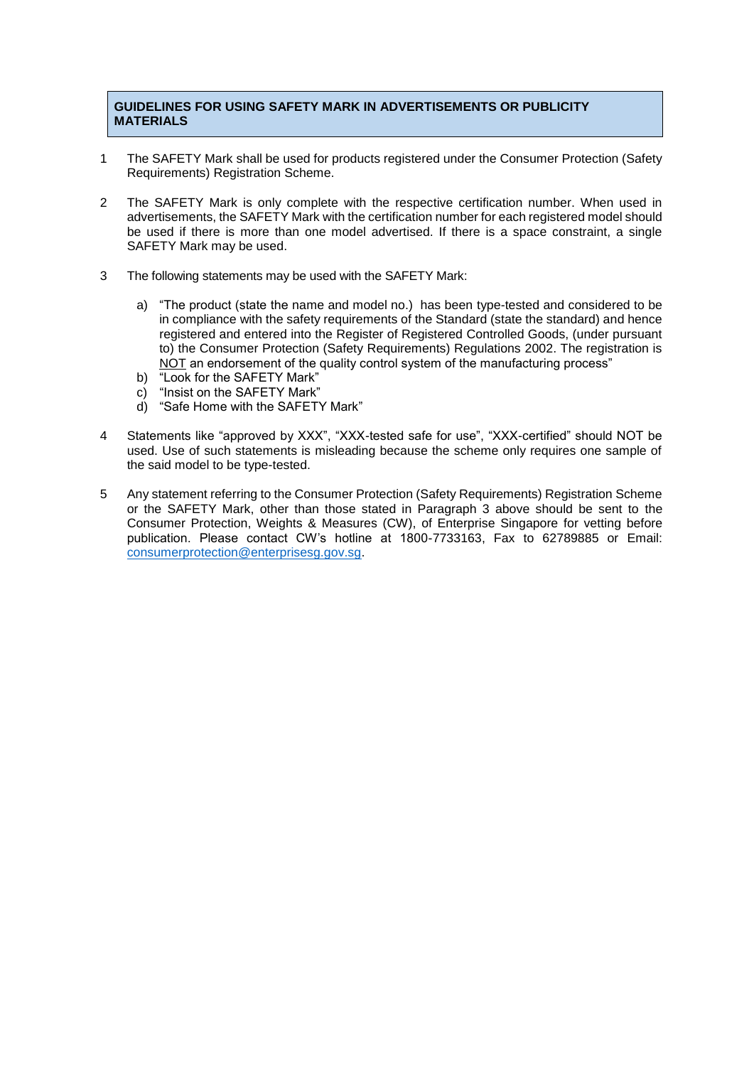## GUIDELINES FOR USING SAFETY MARK IN ADVERTISEMENTS OR PUBLICITY MATERIALS

1. The SAFETY Mark shall be used for products registered under the Consumer Protection (Safety Requirements) Registration Scheme.

2. The SAFETY Mark is only complete with the respective certification number. When used in advertisements, the SAFETY Mark with the certification number for each registered model should be used if there is more than one model advertised. If there is a space constraint, a single SAFETY Mark may be used.

3. The following statements may be used with the SAFETY Mark:

   a) "The product (state the name and model no.) has been type-tested and considered to be in compliance with the safety requirements of the Standard (state the standard) and hence registered and entered into the Register of Registered Controlled Goods, (under pursuant to) the Consumer Protection (Safety Requirements) Regulations 2002. The registration is NOT an endorsement of the quality control system of the manufacturing process"
   b) "Look for the SAFETY Mark"
   c) "Insist on the SAFETY Mark"
   d) "Safe Home with the SAFETY Mark"

4. Statements like "approved by XXX", "XXX-tested safe for use", "XXX-certified" should NOT be used. Use of such statements is misleading because the scheme only requires one sample of the said model to be type-tested.

5. Any statement referring to the Consumer Protection (Safety Requirements) Registration Scheme or the SAFETY Mark, other than those stated in Paragraph 3 above should be sent to the Consumer Protection, Weights & Measures (CW), of Enterprise Singapore for vetting before publication. Please contact CW's hotline at 1800-7733163, Fax to 62789885 or Email: consumerprotection@enterprisesg.gov.sg.